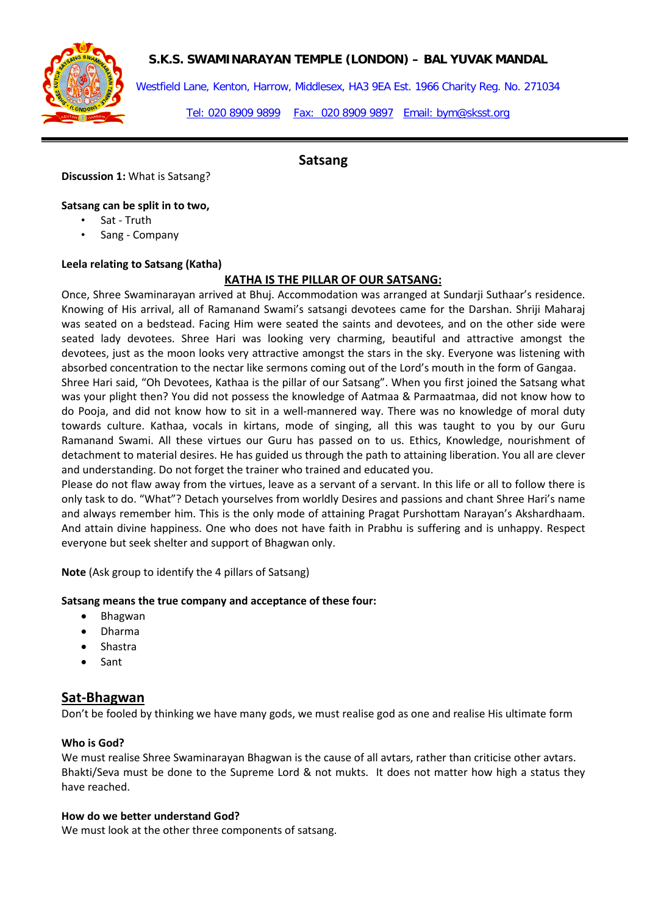**S.K.S. SWAMINARAYAN TEMPLE (LONDON) – BAL YUVAK MANDAL**

Westfield Lane, Kenton, Harrow, Middlesex, HA3 9EA Est. 1966 Charity Reg. No. 271034

Tel: 020 8909 9899 Fax: 020 8909 9897 Email: bym@sksst.org

## Satsang

**Discussion 1:** What is Satsang?

**Satsang can be split in to two,**

- Sat - Truth
- Sang - Company

**Leela relating to Satsang (Katha)**

**KATHA IS THE PILLAR OF OUR SATSANG:**

Once, Shree Swaminarayan arrived at Bhuj. Accommodation was arranged at Sundarji Suthaar's residence. Knowing of His arrival, all of Ramanand Swami's satsangi devotees came for the Darshan. Shriji Maharaj was seated on a bedstead. Facing Him were seated the saints and devotees, and on the other side were seated lady devotees. Shree Hari was looking very charming, beautiful and attractive amongst the devotees, just as the moon looks very attractive amongst the stars in the sky. Everyone was listening with absorbed concentration to the nectar like sermons coming out of the Lord's mouth in the form of Gangaa.
Shree Hari said, "Oh Devotees, Kathaa is the pillar of our Satsang". When you first joined the Satsang what was your plight then? You did not possess the knowledge of Aatmaa & Parmaatmaa, did not know how to do Pooja, and did not know how to sit in a well-mannered way. There was no knowledge of moral duty towards culture. Kathaa, vocals in kirtans, mode of singing, all this was taught to you by our Guru Ramanand Swami. All these virtues our Guru has passed on to us. Ethics, Knowledge, nourishment of detachment to material desires. He has guided us through the path to attaining liberation. You all are clever and understanding. Do not forget the trainer who trained and educated you.
Please do not flaw away from the virtues, leave as a servant of a servant. In this life or all to follow there is only task to do. "What"? Detach yourselves from worldly Desires and passions and chant Shree Hari's name and always remember him. This is the only mode of attaining Pragat Purshottam Narayan's Akshardhaam. And attain divine happiness. One who does not have faith in Prabhu is suffering and is unhappy. Respect everyone but seek shelter and support of Bhagwan only.

**Note** (Ask group to identify the 4 pillars of Satsang)

**Satsang means the true company and acceptance of these four:**

- Bhagwan
- Dharma
- Shastra
- Sant

## Sat-Bhagwan

Don't be fooled by thinking we have many gods, we must realise god as one and realise His ultimate form

**Who is God?**

We must realise Shree Swaminarayan Bhagwan is the cause of all avtars, rather than criticise other avtars. Bhakti/Seva must be done to the Supreme Lord & not mukts. It does not matter how high a status they have reached.

**How do we better understand God?**

We must look at the other three components of satsang.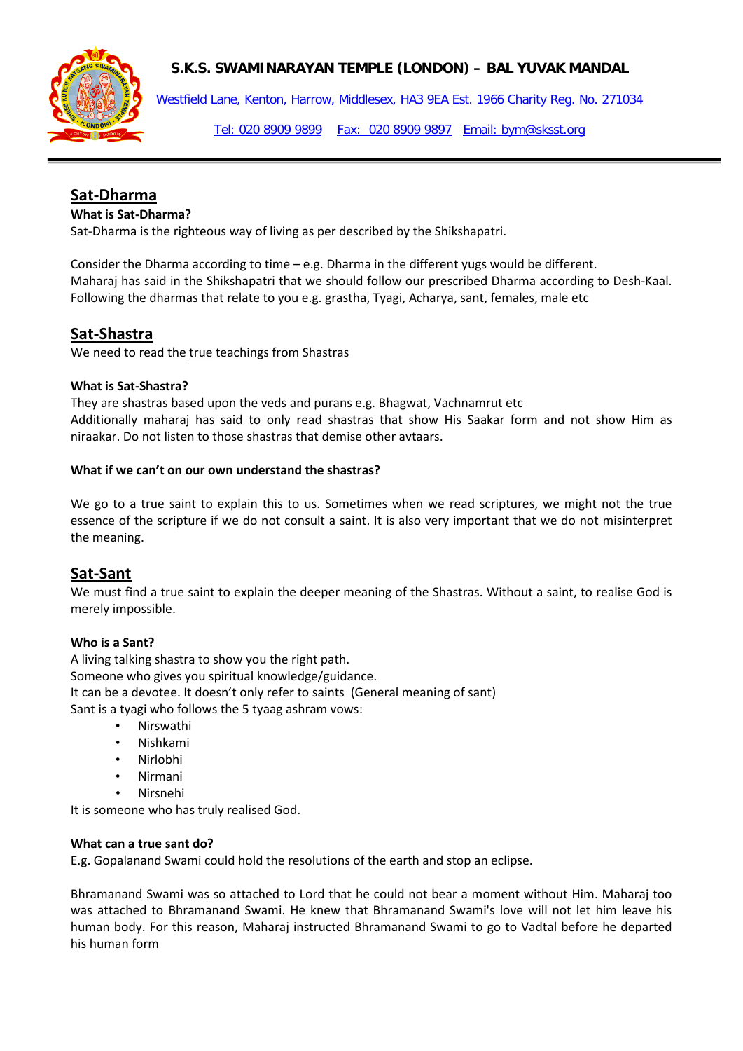**S.K.S. SWAMINARAYAN TEMPLE (LONDON) – BAL YUVAK MANDAL**

Westfield Lane, Kenton, Harrow, Middlesex, HA3 9EA Est. 1966 Charity Reg. No. 271034

Tel: 020 8909 9899  Fax: 020 8909 9897  Email: bym@sksst.org

## Sat-Dharma

**What is Sat-Dharma?**

Sat-Dharma is the righteous way of living as per described by the Shikshapatri.

Consider the Dharma according to time – e.g. Dharma in the different yugs would be different.
Maharaj has said in the Shikshapatri that we should follow our prescribed Dharma according to Desh-Kaal.
Following the dharmas that relate to you e.g. grastha, Tyagi, Acharya, sant, females, male etc

## Sat-Shastra

We need to read the true teachings from Shastras

**What is Sat-Shastra?**

They are shastras based upon the veds and purans e.g. Bhagwat, Vachnamrut etc
Additionally maharaj has said to only read shastras that show His Saakar form and not show Him as niraakar. Do not listen to those shastras that demise other avtaars.

**What if we can't on our own understand the shastras?**

We go to a true saint to explain this to us. Sometimes when we read scriptures, we might not the true essence of the scripture if we do not consult a saint. It is also very important that we do not misinterpret the meaning.

## Sat-Sant

We must find a true saint to explain the deeper meaning of the Shastras. Without a saint, to realise God is merely impossible.

**Who is a Sant?**

A living talking shastra to show you the right path.
Someone who gives you spiritual knowledge/guidance.
It can be a devotee. It doesn't only refer to saints (General meaning of sant)
Sant is a tyagi who follows the 5 tyaag ashram vows:

- Nirswathi
- Nishkami
- Nirlobhi
- Nirmani
- Nirsnehi

It is someone who has truly realised God.

**What can a true sant do?**

E.g. Gopalanand Swami could hold the resolutions of the earth and stop an eclipse.

Bhramanand Swami was so attached to Lord that he could not bear a moment without Him. Maharaj too was attached to Bhramanand Swami. He knew that Bhramanand Swami's love will not let him leave his human body. For this reason, Maharaj instructed Bhramanand Swami to go to Vadtal before he departed his human form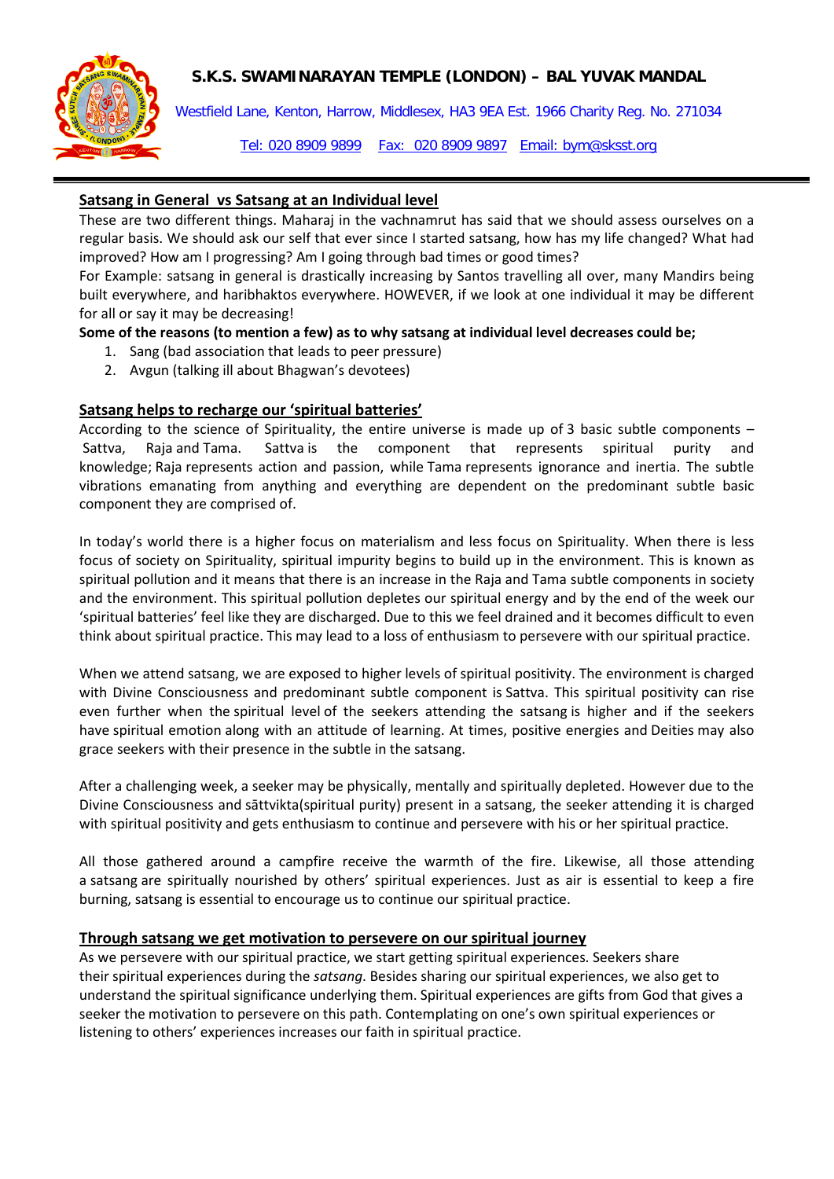## Satsang in General vs Satsang at an Individual level

These are two different things. Maharaj in the vachnamrut has said that we should assess ourselves on a regular basis. We should ask our self that ever since I started satsang, how has my life changed? What had improved? How am I progressing? Am I going through bad times or good times?

For Example: satsang in general is drastically increasing by Santos travelling all over, many Mandirs being built everywhere, and haribhaktos everywhere. HOWEVER, if we look at one individual it may be different for all or say it may be decreasing!

**Some of the reasons (to mention a few) as to why satsang at individual level decreases could be;**

1. Sang (bad association that leads to peer pressure)
2. Avgun (talking ill about Bhagwan's devotees)

## Satsang helps to recharge our 'spiritual batteries'

According to the science of Spirituality, the entire universe is made up of 3 basic subtle components – Sattva, Raja and Tama. Sattva is the component that represents spiritual purity and knowledge; Raja represents action and passion, while Tama represents ignorance and inertia. The subtle vibrations emanating from anything and everything are dependent on the predominant subtle basic component they are comprised of.

In today's world there is a higher focus on materialism and less focus on Spirituality. When there is less focus of society on Spirituality, spiritual impurity begins to build up in the environment. This is known as spiritual pollution and it means that there is an increase in the Raja and Tama subtle components in society and the environment. This spiritual pollution depletes our spiritual energy and by the end of the week our 'spiritual batteries' feel like they are discharged. Due to this we feel drained and it becomes difficult to even think about spiritual practice. This may lead to a loss of enthusiasm to persevere with our spiritual practice.

When we attend satsang, we are exposed to higher levels of spiritual positivity. The environment is charged with Divine Consciousness and predominant subtle component is Sattva. This spiritual positivity can rise even further when the spiritual level of the seekers attending the satsang is higher and if the seekers have spiritual emotion along with an attitude of learning. At times, positive energies and Deities may also grace seekers with their presence in the subtle in the satsang.

After a challenging week, a seeker may be physically, mentally and spiritually depleted. However due to the Divine Consciousness and sāttvikta(spiritual purity) present in a satsang, the seeker attending it is charged with spiritual positivity and gets enthusiasm to continue and persevere with his or her spiritual practice.

All those gathered around a campfire receive the warmth of the fire. Likewise, all those attending a satsang are spiritually nourished by others' spiritual experiences. Just as air is essential to keep a fire burning, satsang is essential to encourage us to continue our spiritual practice.

## Through satsang we get motivation to persevere on our spiritual journey

As we persevere with our spiritual practice, we start getting spiritual experiences. Seekers share their spiritual experiences during the *satsang*. Besides sharing our spiritual experiences, we also get to understand the spiritual significance underlying them. Spiritual experiences are gifts from God that gives a seeker the motivation to persevere on this path. Contemplating on one's own spiritual experiences or listening to others' experiences increases our faith in spiritual practice.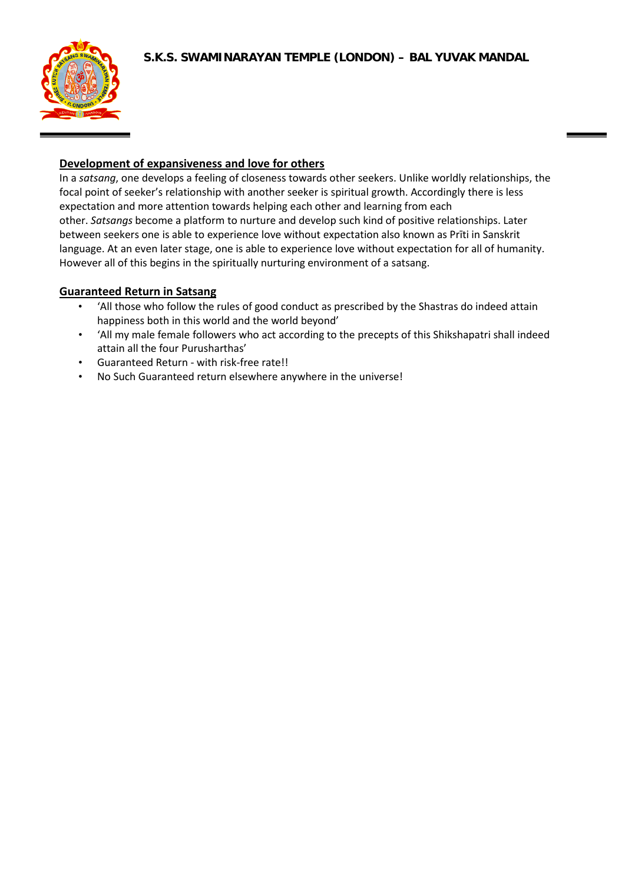## Development of expansiveness and love for others

In a *satsang*, one develops a feeling of closeness towards other seekers. Unlike worldly relationships, the focal point of seeker's relationship with another seeker is spiritual growth. Accordingly there is less expectation and more attention towards helping each other and learning from each other. *Satsangs* become a platform to nurture and develop such kind of positive relationships. Later between seekers one is able to experience love without expectation also known as Prīti in Sanskrit language. At an even later stage, one is able to experience love without expectation for all of humanity. However all of this begins in the spiritually nurturing environment of a satsang.

## Guaranteed Return in Satsang

- 'All those who follow the rules of good conduct as prescribed by the Shastras do indeed attain happiness both in this world and the world beyond'
- 'All my male female followers who act according to the precepts of this Shikshapatri shall indeed attain all the four Purusharthas'
- Guaranteed Return - with risk-free rate!!
- No Such Guaranteed return elsewhere anywhere in the universe!